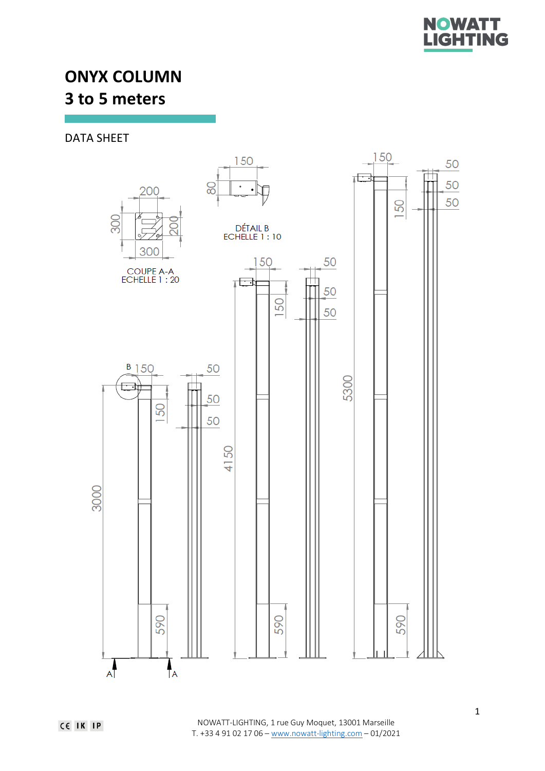NOWATT LIGHTING

# ONYX COLUMN
# 3 to 5 meters

DATA SHEET

COUPE A-A
ECHELLE 1 : 20

DÉTAIL B
ECHELLE 1 : 10

NOWATT-LIGHTING, 1 rue Guy Moquet, 13001 Marseille
T. +33 4 91 02 17 06 – www.nowatt-lighting.com – 01/2021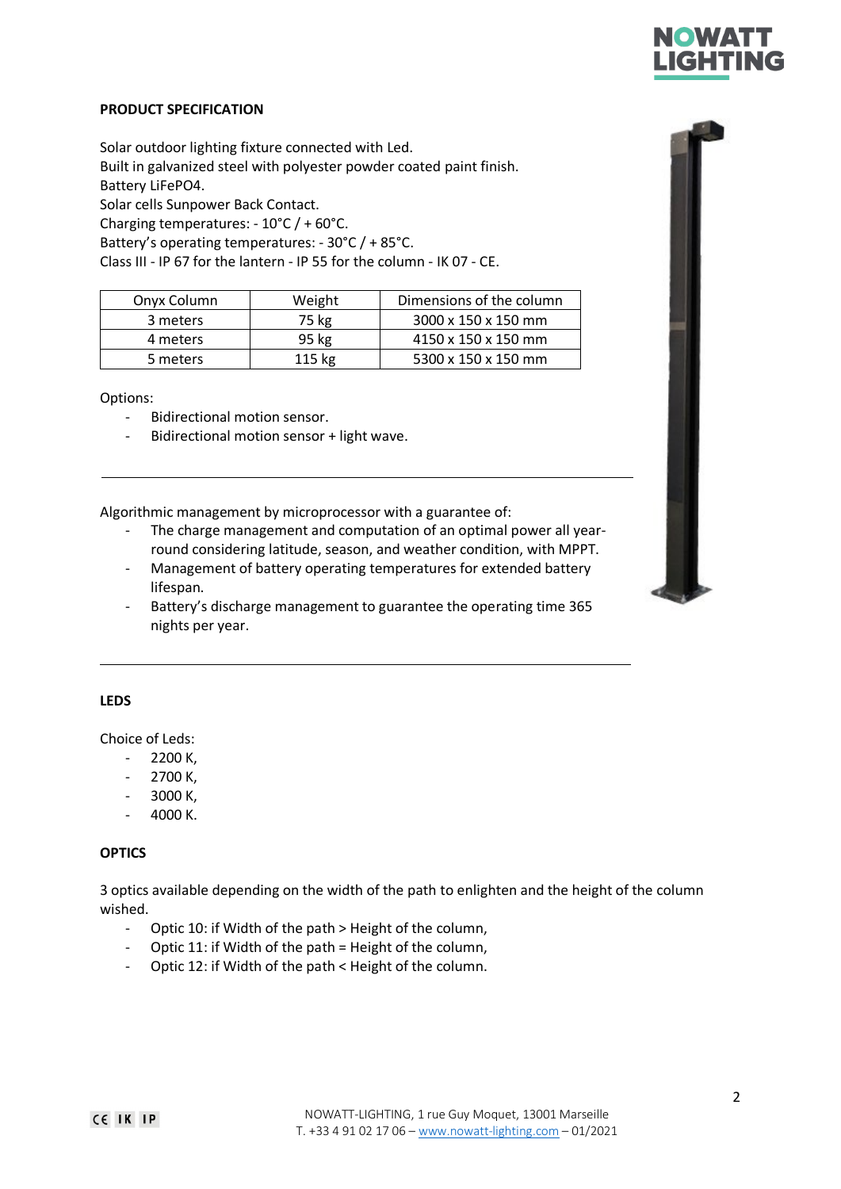## PRODUCT SPECIFICATION

Solar outdoor lighting fixture connected with Led.
Built in galvanized steel with polyester powder coated paint finish.
Battery LiFePO4.
Solar cells Sunpower Back Contact.
Charging temperatures: - 10°C / + 60°C.
Battery's operating temperatures: - 30°C / + 85°C.
Class III - IP 67 for the lantern - IP 55 for the column - IK 07 - CE.

| Onyx Column | Weight | Dimensions of the column |
|---|---|---|
| 3 meters | 75 kg | 3000 x 150 x 150 mm |
| 4 meters | 95 kg | 4150 x 150 x 150 mm |
| 5 meters | 115 kg | 5300 x 150 x 150 mm |

Options:

- Bidirectional motion sensor.
- Bidirectional motion sensor + light wave.

---

Algorithmic management by microprocessor with a guarantee of:

- The charge management and computation of an optimal power all year-round considering latitude, season, and weather condition, with MPPT.
- Management of battery operating temperatures for extended battery lifespan.
- Battery's discharge management to guarantee the operating time 365 nights per year.

---

## LEDS

Choice of Leds:

- 2200 K,
- 2700 K,
- 3000 K,
- 4000 K.

## OPTICS

3 optics available depending on the width of the path to enlighten and the height of the column wished.

- Optic 10: if Width of the path > Height of the column,
- Optic 11: if Width of the path = Height of the column,
- Optic 12: if Width of the path < Height of the column.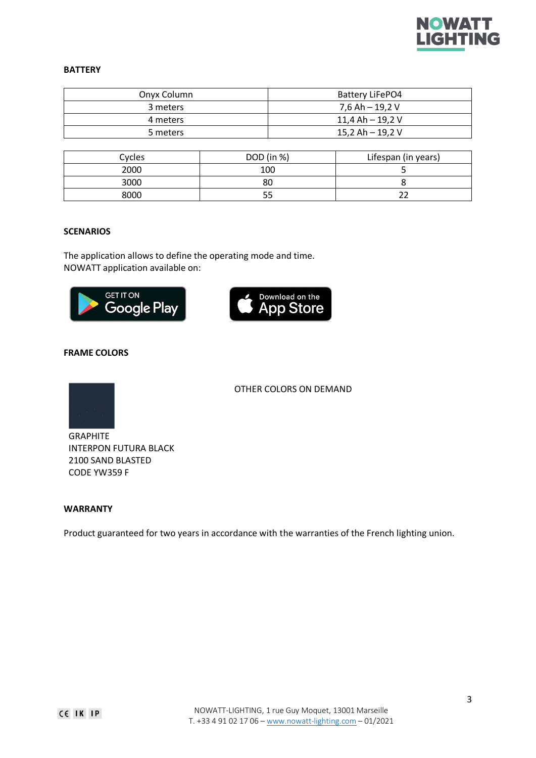## BATTERY

| Onyx Column | Battery LiFePO4 |
|---|---|
| 3 meters | 7,6 Ah – 19,2 V |
| 4 meters | 11,4 Ah – 19,2 V |
| 5 meters | 15,2 Ah – 19,2 V |

| Cycles | DOD (in %) | Lifespan (in years) |
|---|---|---|
| 2000 | 100 | 5 |
| 3000 | 80 | 8 |
| 8000 | 55 | 22 |

## SCENARIOS

The application allows to define the operating mode and time.
NOWATT application available on:

GET IT ON Google Play

Download on the App Store

## FRAME COLORS

GRAPHITE
INTERPON FUTURA BLACK
2100 SAND BLASTED
CODE YW359 F

OTHER COLORS ON DEMAND

## WARRANTY

Product guaranteed for two years in accordance with the warranties of the French lighting union.

CE IK IP

NOWATT-LIGHTING, 1 rue Guy Moquet, 13001 Marseille
T. +33 4 91 02 17 06 – www.nowatt-lighting.com – 01/2021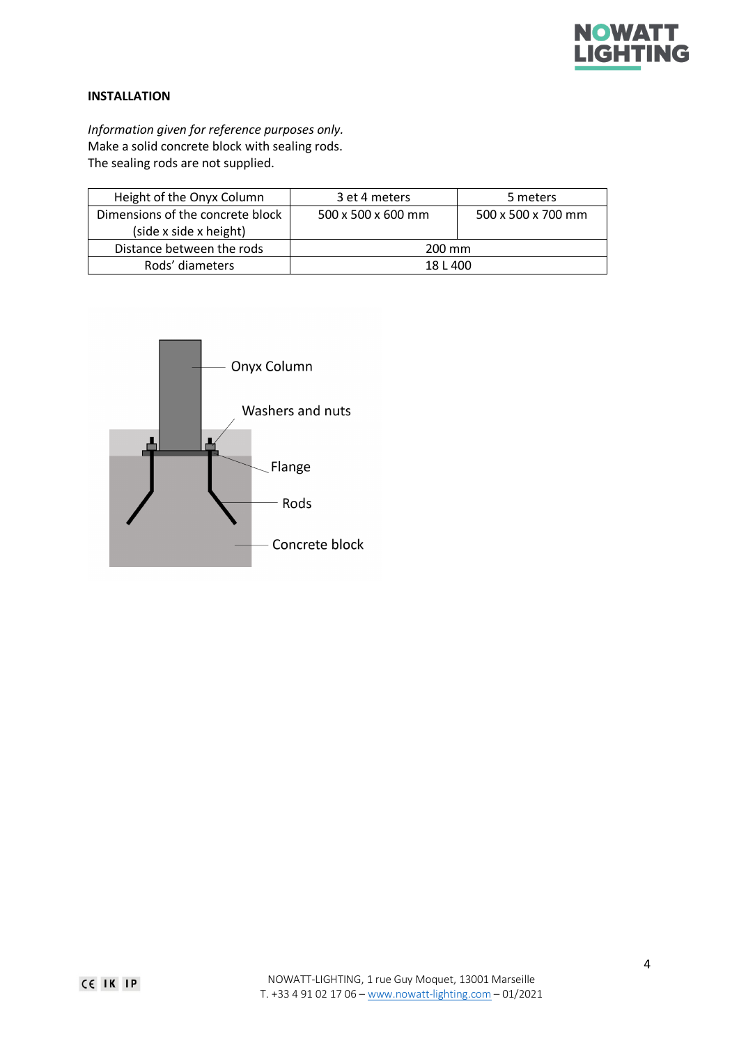**INSTALLATION**

*Information given for reference purposes only.*
Make a solid concrete block with sealing rods.
The sealing rods are not supplied.

| Height of the Onyx Column | 3 et 4 meters | 5 meters |
|---|---|---|
| Dimensions of the concrete block (side x side x height) | 500 x 500 x 600 mm | 500 x 500 x 700 mm |
| Distance between the rods | 200 mm | |
| Rods' diameters | 18 L 400 | |

Onyx Column
Washers and nuts
Flange
Rods
Concrete block